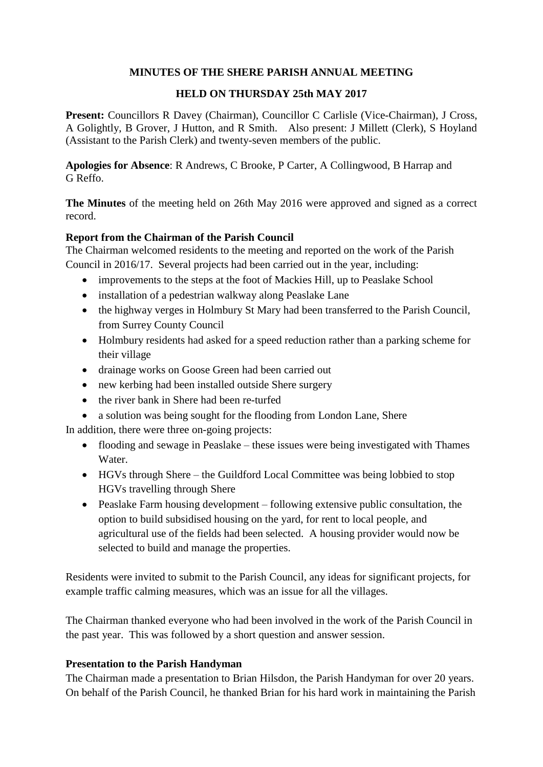# MINUTES OF THE SHERE PARISH ANNUAL MEETING

## HELD ON THURSDAY 25th MAY 2017

**Present:** Councillors R Davey (Chairman), Councillor C Carlisle (Vice-Chairman), J Cross, A Golightly, B Grover, J Hutton, and R Smith. Also present: J Millett (Clerk), S Hoyland (Assistant to the Parish Clerk) and twenty-seven members of the public.

**Apologies for Absence**: R Andrews, C Brooke, P Carter, A Collingwood, B Harrap and G Reffo.

**The Minutes** of the meeting held on 26th May 2016 were approved and signed as a correct record.

**Report from the Chairman of the Parish Council**

The Chairman welcomed residents to the meeting and reported on the work of the Parish Council in 2016/17. Several projects had been carried out in the year, including:

- improvements to the steps at the foot of Mackies Hill, up to Peaslake School
- installation of a pedestrian walkway along Peaslake Lane
- the highway verges in Holmbury St Mary had been transferred to the Parish Council, from Surrey County Council
- Holmbury residents had asked for a speed reduction rather than a parking scheme for their village
- drainage works on Goose Green had been carried out
- new kerbing had been installed outside Shere surgery
- the river bank in Shere had been re-turfed
- a solution was being sought for the flooding from London Lane, Shere

In addition, there were three on-going projects:

- flooding and sewage in Peaslake – these issues were being investigated with Thames Water.
- HGVs through Shere – the Guildford Local Committee was being lobbied to stop HGVs travelling through Shere
- Peaslake Farm housing development – following extensive public consultation, the option to build subsidised housing on the yard, for rent to local people, and agricultural use of the fields had been selected. A housing provider would now be selected to build and manage the properties.

Residents were invited to submit to the Parish Council, any ideas for significant projects, for example traffic calming measures, which was an issue for all the villages.

The Chairman thanked everyone who had been involved in the work of the Parish Council in the past year. This was followed by a short question and answer session.

**Presentation to the Parish Handyman**

The Chairman made a presentation to Brian Hilsdon, the Parish Handyman for over 20 years. On behalf of the Parish Council, he thanked Brian for his hard work in maintaining the Parish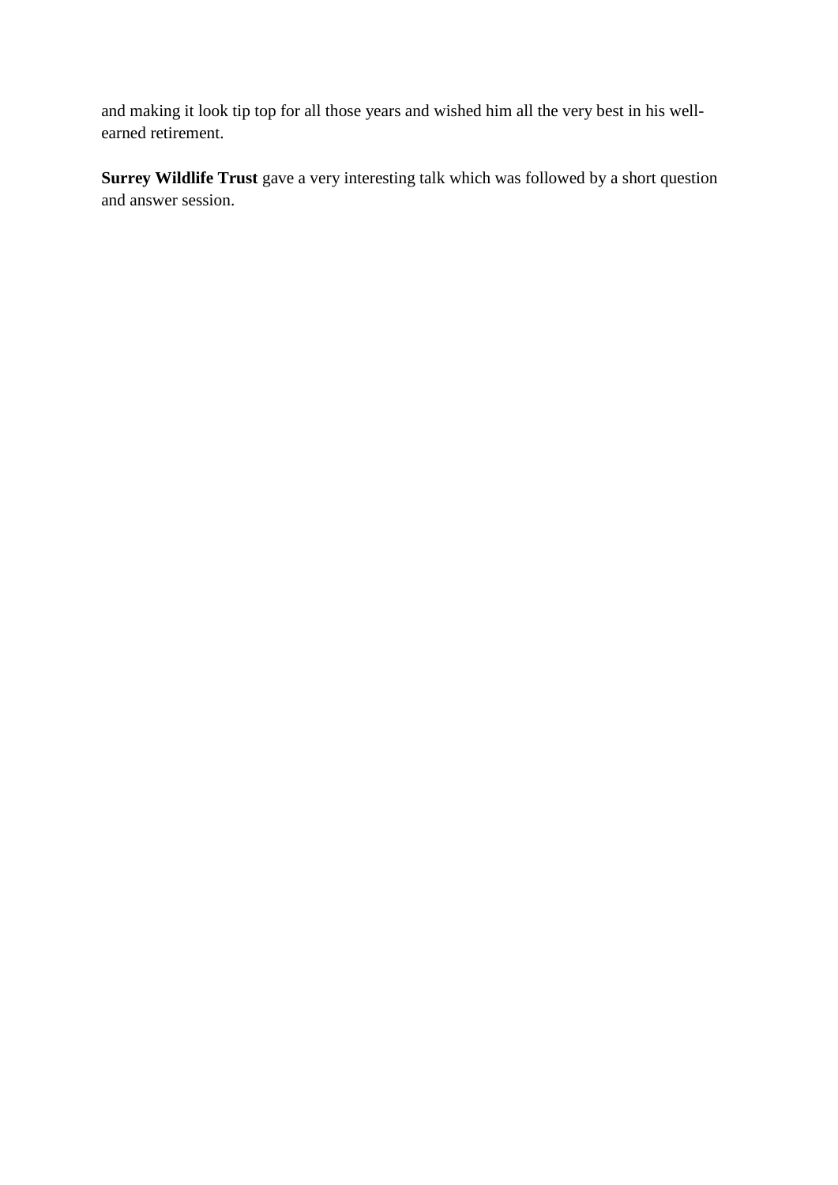and making it look tip top for all those years and wished him all the very best in his well-earned retirement.

**Surrey Wildlife Trust** gave a very interesting talk which was followed by a short question and answer session.